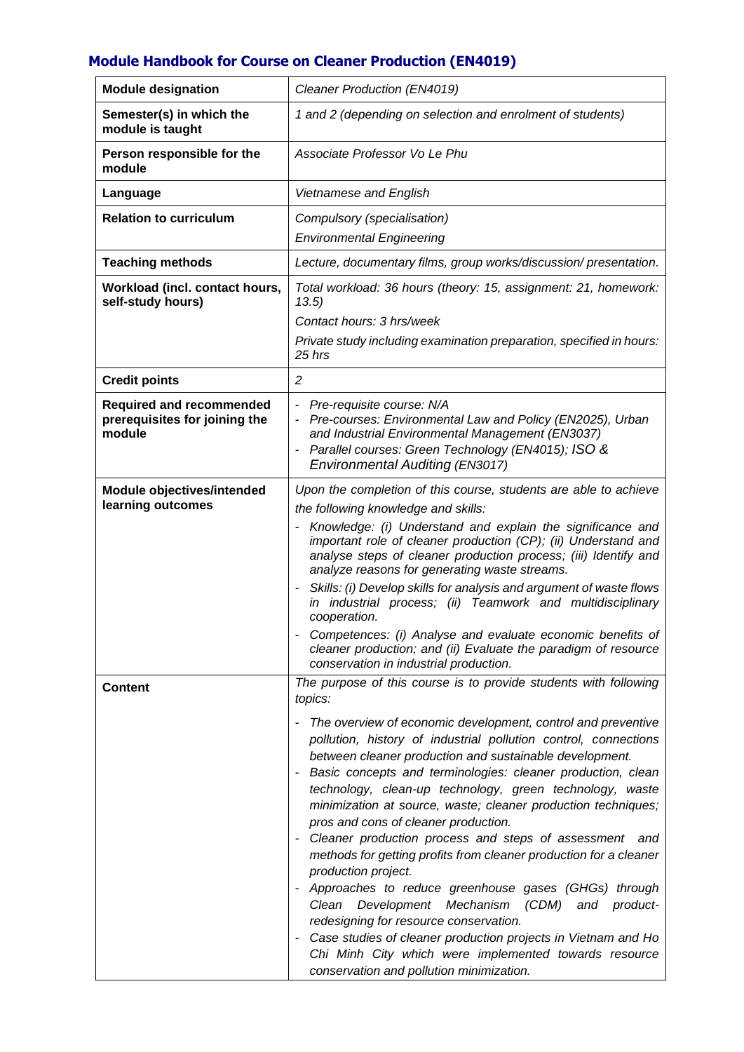# Module Handbook for Course on Cleaner Production (EN4019)

| | |
|---|---|
| **Module designation** | *Cleaner Production (EN4019)* |
| **Semester(s) in which the module is taught** | *1 and 2 (depending on selection and enrolment of students)* |
| **Person responsible for the module** | *Associate Professor Vo Le Phu* |
| **Language** | *Vietnamese and English* |
| **Relation to curriculum** | *Compulsory (specialisation)*<br>*Environmental Engineering* |
| **Teaching methods** | *Lecture, documentary films, group works/discussion/ presentation.* |
| **Workload (incl. contact hours, self-study hours)** | *Total workload: 36 hours (theory: 15, assignment: 21, homework: 13.5)*<br>*Contact hours: 3 hrs/week*<br>*Private study including examination preparation, specified in hours: 25 hrs* |
| **Credit points** | *2* |
| **Required and recommended prerequisites for joining the module** | - *Pre-requisite course: N/A*<br>- *Pre-courses: Environmental Law and Policy (EN2025), Urban and Industrial Environmental Management (EN3037)*<br>- *Parallel courses: Green Technology (EN4015); ISO & Environmental Auditing (EN3017)* |
| **Module objectives/intended learning outcomes** | *Upon the completion of this course, students are able to achieve the following knowledge and skills:*<br>- *Knowledge: (i) Understand and explain the significance and important role of cleaner production (CP); (ii) Understand and analyse steps of cleaner production process; (iii) Identify and analyze reasons for generating waste streams.*<br>- *Skills: (i) Develop skills for analysis and argument of waste flows in industrial process; (ii) Teamwork and multidisciplinary cooperation.*<br>- *Competences: (i) Analyse and evaluate economic benefits of cleaner production; and (ii) Evaluate the paradigm of resource conservation in industrial production.* |
| **Content** | *The purpose of this course is to provide students with following topics:*<br>- *The overview of economic development, control and preventive pollution, history of industrial pollution control, connections between cleaner production and sustainable development.*<br>- *Basic concepts and terminologies: cleaner production, clean technology, clean-up technology, green technology, waste minimization at source, waste; cleaner production techniques; pros and cons of cleaner production.*<br>- *Cleaner production process and steps of assessment and methods for getting profits from cleaner production for a cleaner production project.*<br>- *Approaches to reduce greenhouse gases (GHGs) through Clean Development Mechanism (CDM) and product-redesigning for resource conservation.*<br>- *Case studies of cleaner production projects in Vietnam and Ho Chi Minh City which were implemented towards resource conservation and pollution minimization.* |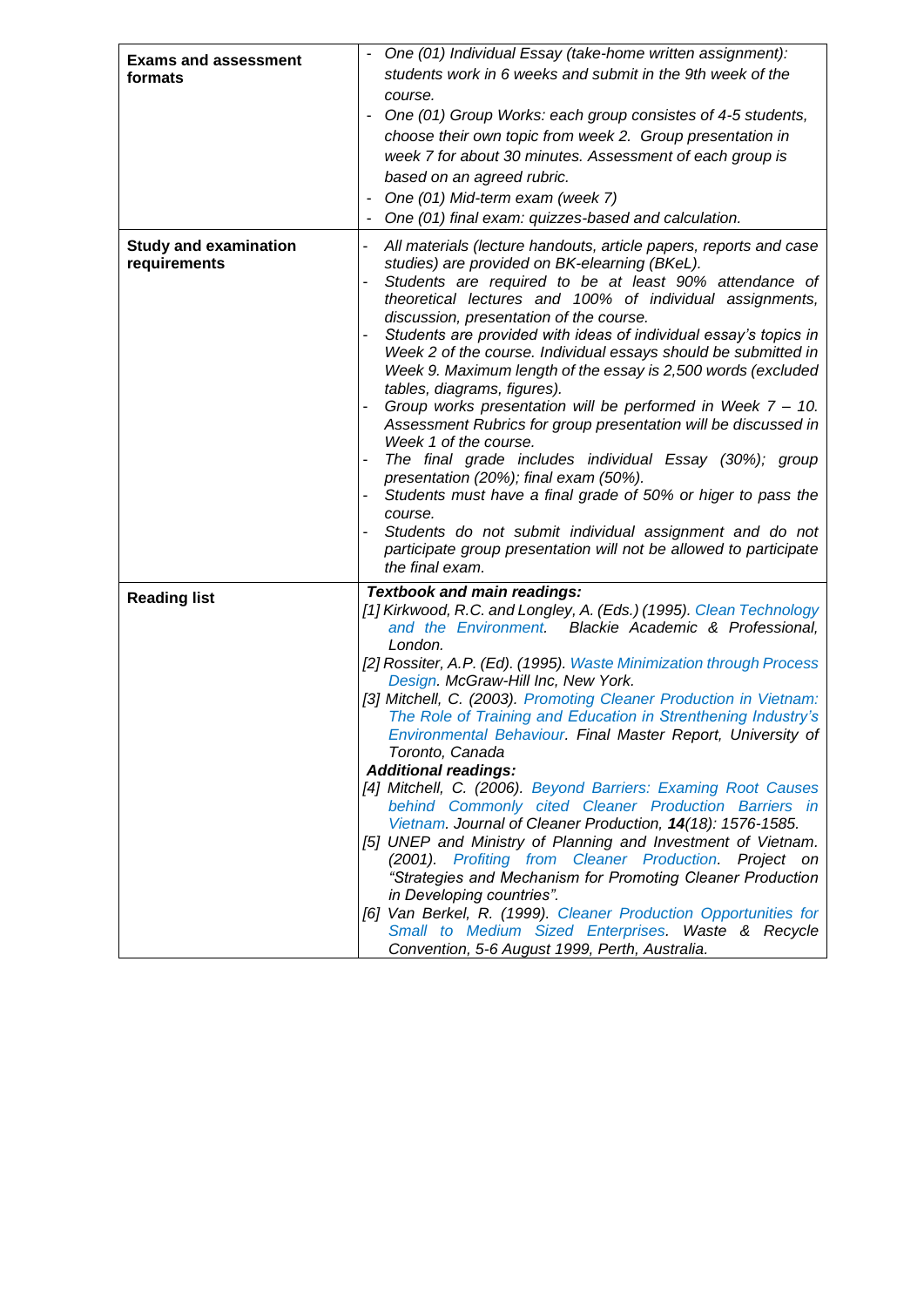| | |
|---|---|
| **Exams and assessment formats** | - *One (01) Individual Essay (take-home written assignment): students work in 6 weeks and submit in the 9th week of the course.*<br>- *One (01) Group Works: each group consistes of 4-5 students, choose their own topic from week 2. Group presentation in week 7 for about 30 minutes. Assessment of each group is based on an agreed rubric.*<br>- *One (01) Mid-term exam (week 7)*<br>- *One (01) final exam: quizzes-based and calculation.* |
| **Study and examination requirements** | - *All materials (lecture handouts, article papers, reports and case studies) are provided on BK-elearning (BKeL).*<br>- *Students are required to be at least 90% attendance of theoretical lectures and 100% of individual assignments, discussion, presentation of the course.*<br>- *Students are provided with ideas of individual essay's topics in Week 2 of the course. Individual essays should be submitted in Week 9. Maximum length of the essay is 2,500 words (excluded tables, diagrams, figures).*<br>- *Group works presentation will be performed in Week 7 – 10. Assessment Rubrics for group presentation will be discussed in Week 1 of the course.*<br>- *The final grade includes individual Essay (30%); group presentation (20%); final exam (50%).*<br>- *Students must have a final grade of 50% or higer to pass the course.*<br>- *Students do not submit individual assignment and do not participate group presentation will not be allowed to participate the final exam.* |
| **Reading list** | ***Textbook and main readings:***<br>*[1] Kirkwood, R.C. and Longley, A. (Eds.) (1995). Clean Technology and the Environment. Blackie Academic & Professional, London.*<br>*[2] Rossiter, A.P. (Ed). (1995). Waste Minimization through Process Design. McGraw-Hill Inc, New York.*<br>*[3] Mitchell, C. (2003). Promoting Cleaner Production in Vietnam: The Role of Training and Education in Strenthening Industry's Environmental Behaviour. Final Master Report, University of Toronto, Canada*<br>***Additional readings:***<br>*[4] Mitchell, C. (2006). Beyond Barriers: Examing Root Causes behind Commonly cited Cleaner Production Barriers in Vietnam. Journal of Cleaner Production, **14**(18): 1576-1585.*<br>*[5] UNEP and Ministry of Planning and Investment of Vietnam. (2001). Profiting from Cleaner Production. Project on "Strategies and Mechanism for Promoting Cleaner Production in Developing countries".*<br>*[6] Van Berkel, R. (1999). Cleaner Production Opportunities for Small to Medium Sized Enterprises. Waste & Recycle Convention, 5-6 August 1999, Perth, Australia.* |